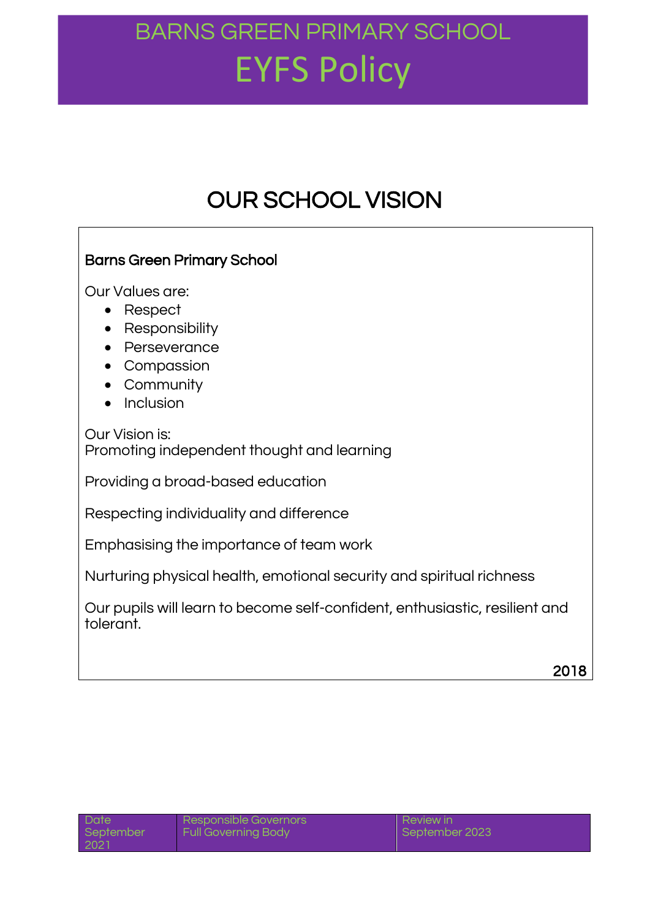# BARNS GREEN PRIMARY SCHOOL

# EYFS Policy

## OUR SCHOOL VISION

**Barns Green Primary School**

Our Values are:

- Respect
- Responsibility
- Perseverance
- Compassion
- Community
- Inclusion

Our Vision is:
Promoting independent thought and learning

Providing a broad-based education

Respecting individuality and difference

Emphasising the importance of team work

Nurturing physical health, emotional security and spiritual richness

Our pupils will learn to become self-confident, enthusiastic, resilient and tolerant.

2018

| | | |
|---|---|---|
| Date September 2021 | Responsible Governors Full Governing Body | Review in September 2023 |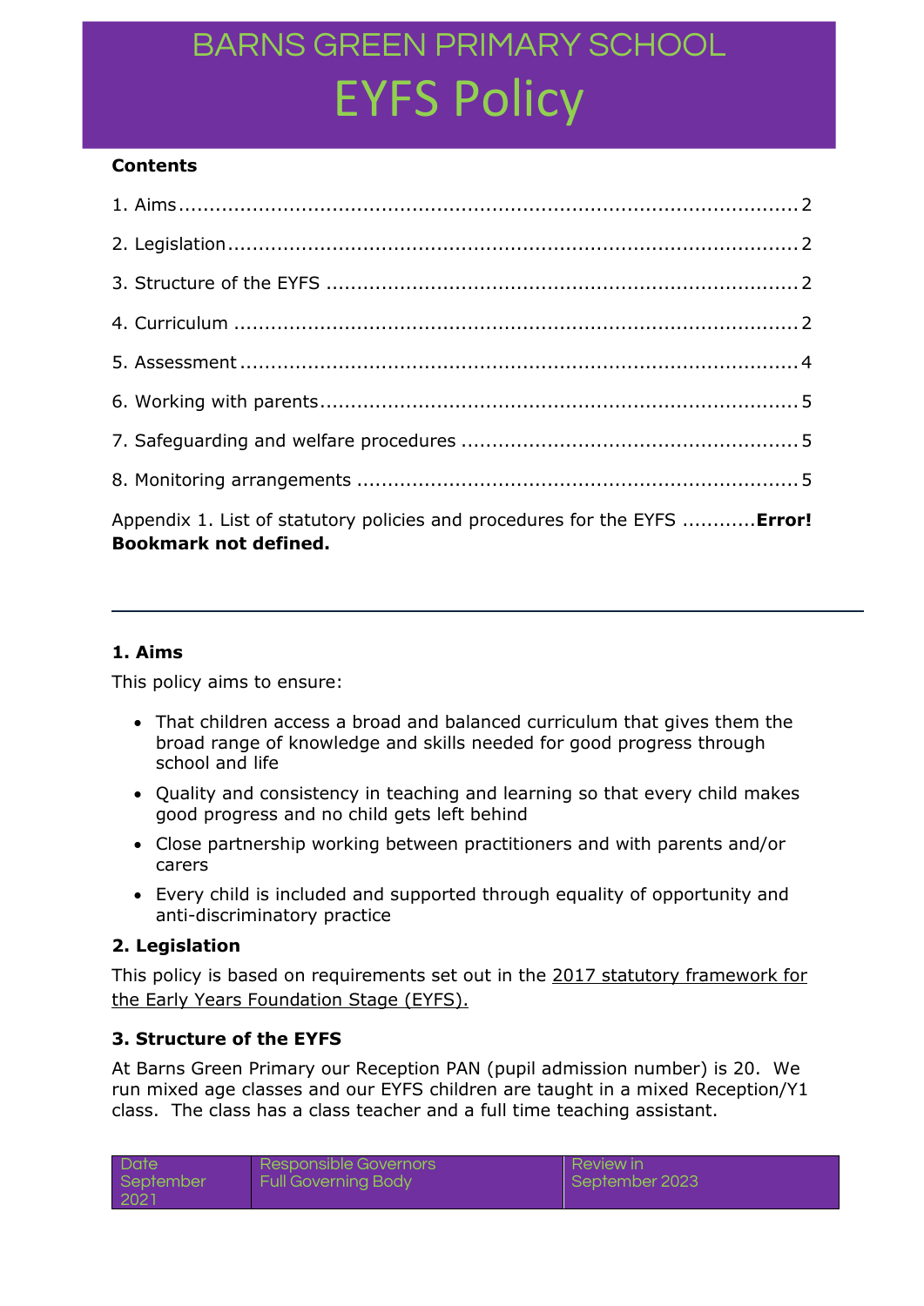# BARNS GREEN PRIMARY SCHOOL

# EYFS Policy

**Contents**

1. Aims .......................................................................................... 2

2. Legislation .................................................................................. 2

3. Structure of the EYFS ................................................................ 2

4. Curriculum ................................................................................. 2

5. Assessment ................................................................................ 4

6. Working with parents .................................................................. 5

7. Safeguarding and welfare procedures ........................................ 5

8. Monitoring arrangements ........................................................... 5

Appendix 1. List of statutory policies and procedures for the EYFS ............**Error! Bookmark not defined.**

---

### 1. Aims

This policy aims to ensure:

- That children access a broad and balanced curriculum that gives them the broad range of knowledge and skills needed for good progress through school and life
- Quality and consistency in teaching and learning so that every child makes good progress and no child gets left behind
- Close partnership working between practitioners and with parents and/or carers
- Every child is included and supported through equality of opportunity and anti-discriminatory practice

### 2. Legislation

This policy is based on requirements set out in the 2017 statutory framework for the Early Years Foundation Stage (EYFS).

### 3. Structure of the EYFS

At Barns Green Primary our Reception PAN (pupil admission number) is 20. We run mixed age classes and our EYFS children are taught in a mixed Reception/Y1 class. The class has a class teacher and a full time teaching assistant.

| Date September 2021 | Responsible Governors Full Governing Body | Review in September 2023 |
|---|---|---|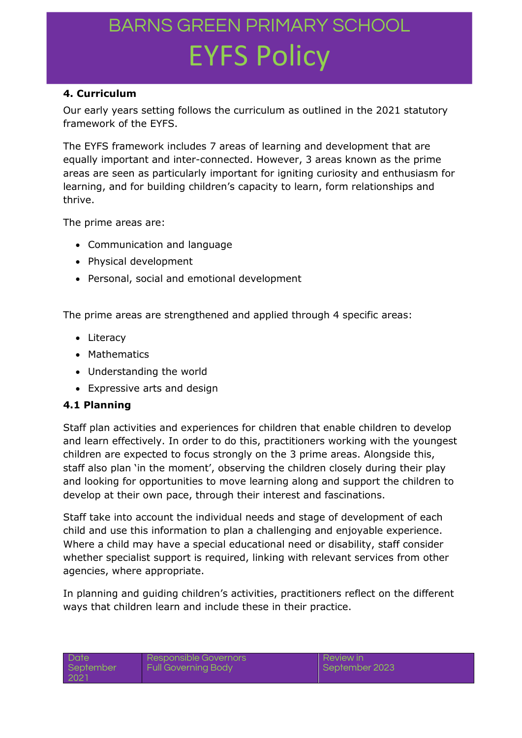## 4. Curriculum

Our early years setting follows the curriculum as outlined in the 2021 statutory framework of the EYFS.

The EYFS framework includes 7 areas of learning and development that are equally important and inter-connected. However, 3 areas known as the prime areas are seen as particularly important for igniting curiosity and enthusiasm for learning, and for building children's capacity to learn, form relationships and thrive.

The prime areas are:

- Communication and language
- Physical development
- Personal, social and emotional development

The prime areas are strengthened and applied through 4 specific areas:

- Literacy
- Mathematics
- Understanding the world
- Expressive arts and design

### 4.1 Planning

Staff plan activities and experiences for children that enable children to develop and learn effectively. In order to do this, practitioners working with the youngest children are expected to focus strongly on the 3 prime areas. Alongside this, staff also plan 'in the moment', observing the children closely during their play and looking for opportunities to move learning along and support the children to develop at their own pace, through their interest and fascinations.

Staff take into account the individual needs and stage of development of each child and use this information to plan a challenging and enjoyable experience. Where a child may have a special educational need or disability, staff consider whether specialist support is required, linking with relevant services from other agencies, where appropriate.

In planning and guiding children's activities, practitioners reflect on the different ways that children learn and include these in their practice.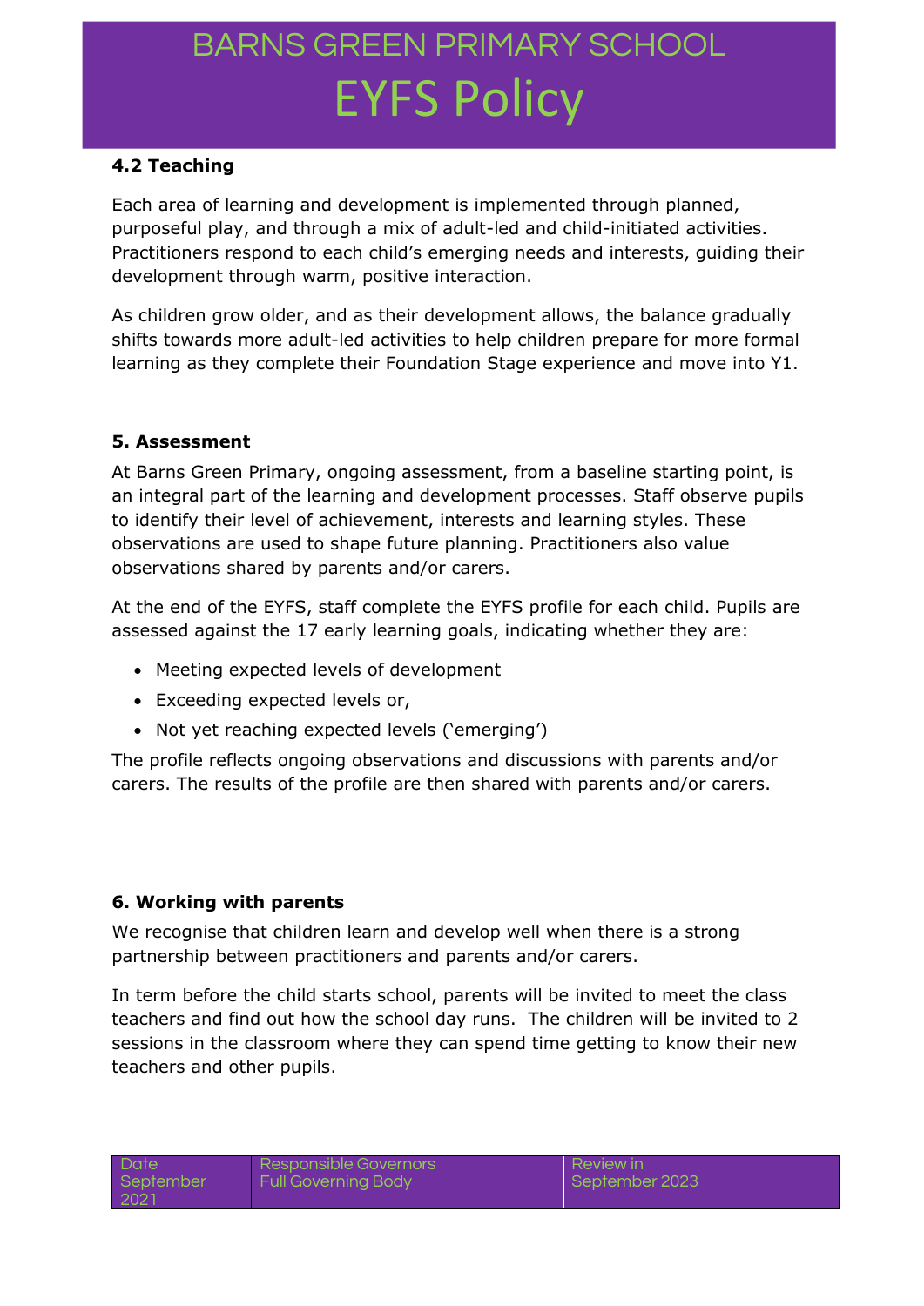### 4.2 Teaching

Each area of learning and development is implemented through planned, purposeful play, and through a mix of adult-led and child-initiated activities. Practitioners respond to each child's emerging needs and interests, guiding their development through warm, positive interaction.

As children grow older, and as their development allows, the balance gradually shifts towards more adult-led activities to help children prepare for more formal learning as they complete their Foundation Stage experience and move into Y1.

## 5. Assessment

At Barns Green Primary, ongoing assessment, from a baseline starting point, is an integral part of the learning and development processes. Staff observe pupils to identify their level of achievement, interests and learning styles. These observations are used to shape future planning. Practitioners also value observations shared by parents and/or carers.

At the end of the EYFS, staff complete the EYFS profile for each child. Pupils are assessed against the 17 early learning goals, indicating whether they are:

- Meeting expected levels of development
- Exceeding expected levels or,
- Not yet reaching expected levels ('emerging')

The profile reflects ongoing observations and discussions with parents and/or carers. The results of the profile are then shared with parents and/or carers.

## 6. Working with parents

We recognise that children learn and develop well when there is a strong partnership between practitioners and parents and/or carers.

In term before the child starts school, parents will be invited to meet the class teachers and find out how the school day runs. The children will be invited to 2 sessions in the classroom where they can spend time getting to know their new teachers and other pupils.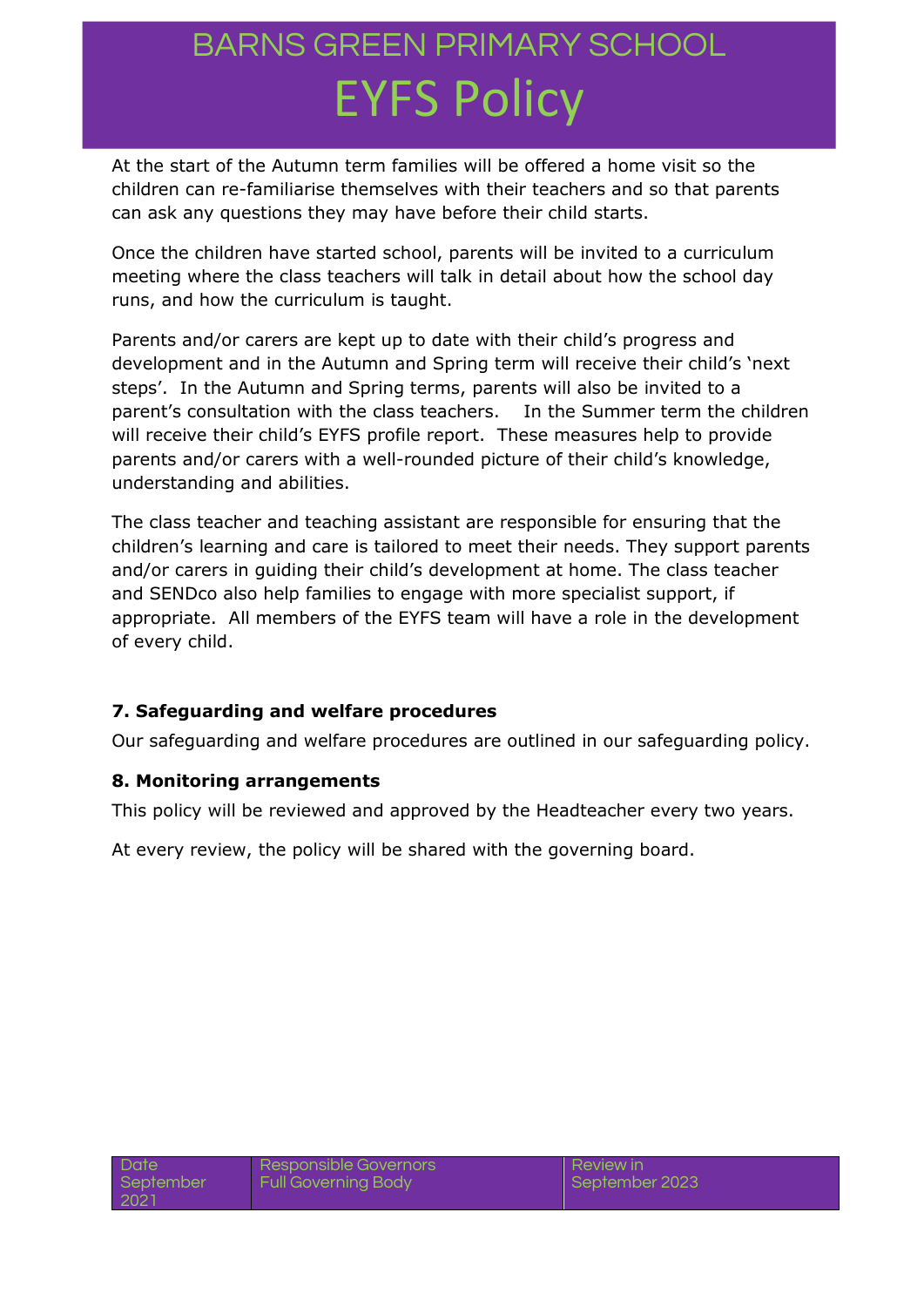At the start of the Autumn term families will be offered a home visit so the children can re-familiarise themselves with their teachers and so that parents can ask any questions they may have before their child starts.

Once the children have started school, parents will be invited to a curriculum meeting where the class teachers will talk in detail about how the school day runs, and how the curriculum is taught.

Parents and/or carers are kept up to date with their child's progress and development and in the Autumn and Spring term will receive their child's 'next steps'. In the Autumn and Spring terms, parents will also be invited to a parent's consultation with the class teachers. In the Summer term the children will receive their child's EYFS profile report. These measures help to provide parents and/or carers with a well-rounded picture of their child's knowledge, understanding and abilities.

The class teacher and teaching assistant are responsible for ensuring that the children's learning and care is tailored to meet their needs. They support parents and/or carers in guiding their child's development at home. The class teacher and SENDco also help families to engage with more specialist support, if appropriate. All members of the EYFS team will have a role in the development of every child.

### 7. Safeguarding and welfare procedures

Our safeguarding and welfare procedures are outlined in our safeguarding policy.

### 8. Monitoring arrangements

This policy will be reviewed and approved by the Headteacher every two years.

At every review, the policy will be shared with the governing board.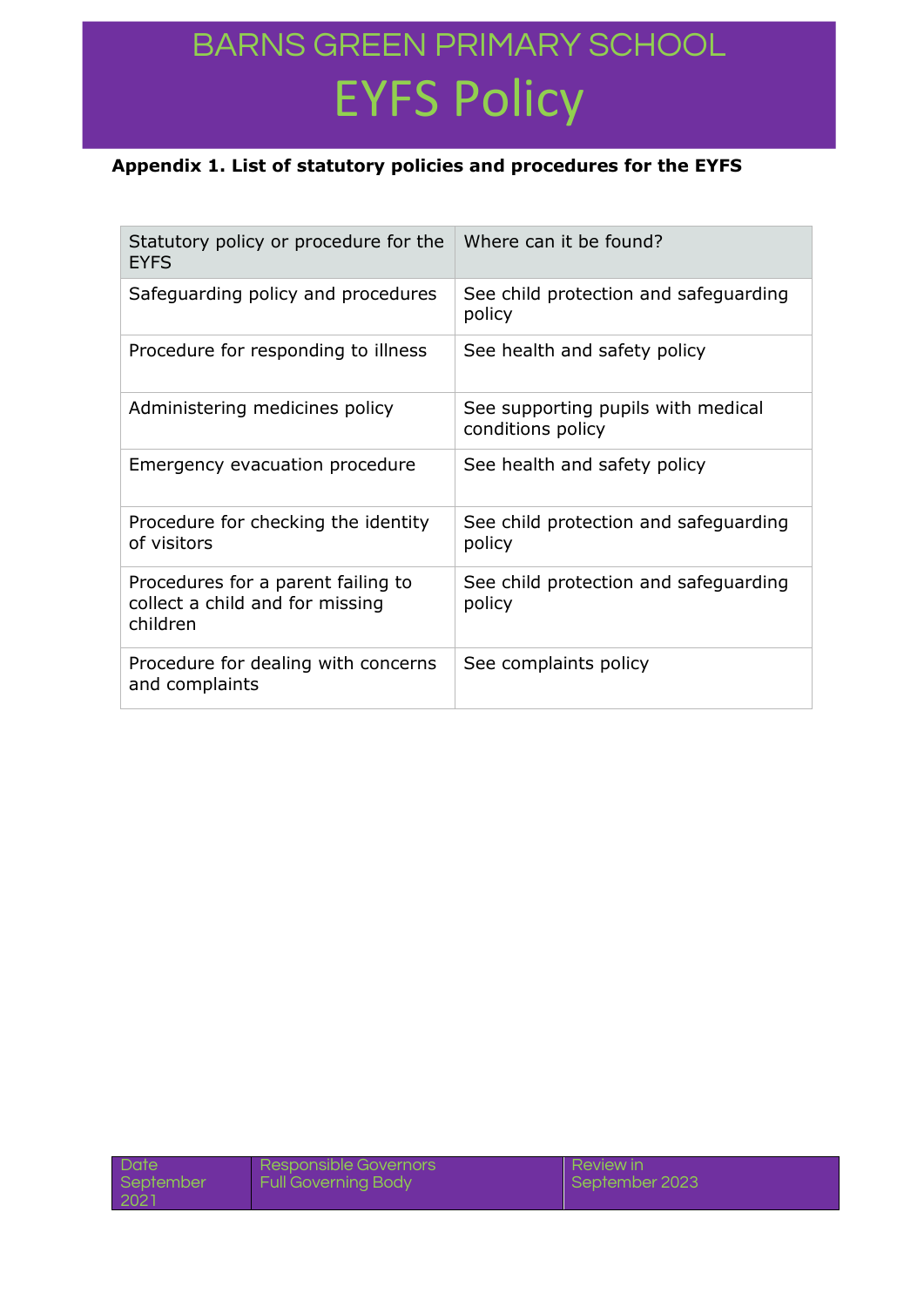**Appendix 1. List of statutory policies and procedures for the EYFS**

| Statutory policy or procedure for the EYFS | Where can it be found? |
|---|---|
| Safeguarding policy and procedures | See child protection and safeguarding policy |
| Procedure for responding to illness | See health and safety policy |
| Administering medicines policy | See supporting pupils with medical conditions policy |
| Emergency evacuation procedure | See health and safety policy |
| Procedure for checking the identity of visitors | See child protection and safeguarding policy |
| Procedures for a parent failing to collect a child and for missing children | See child protection and safeguarding policy |
| Procedure for dealing with concerns and complaints | See complaints policy |